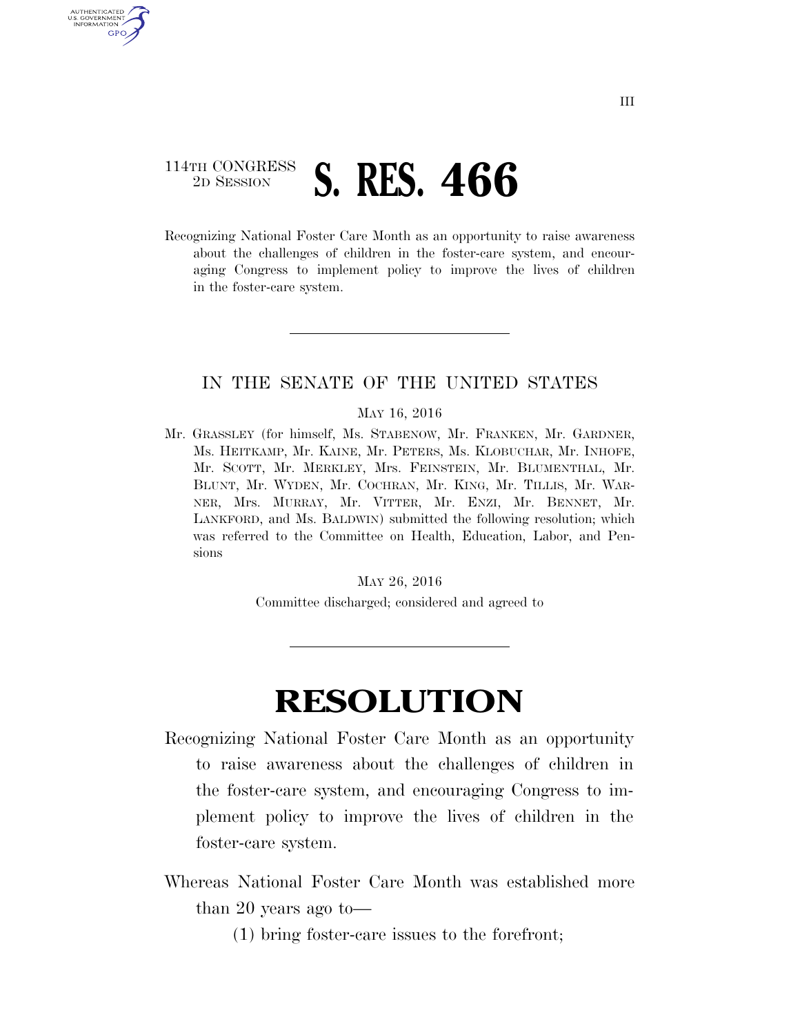114TH CONGRESS
2D SESSION

# S. RES. 466

Recognizing National Foster Care Month as an opportunity to raise awareness about the challenges of children in the foster-care system, and encouraging Congress to implement policy to improve the lives of children in the foster-care system.

---

IN THE SENATE OF THE UNITED STATES

MAY 16, 2016

Mr. GRASSLEY (for himself, Ms. STABENOW, Mr. FRANKEN, Mr. GARDNER, Ms. HEITKAMP, Mr. KAINE, Mr. PETERS, Ms. KLOBUCHAR, Mr. INHOFE, Mr. SCOTT, Mr. MERKLEY, Mrs. FEINSTEIN, Mr. BLUMENTHAL, Mr. BLUNT, Mr. WYDEN, Mr. COCHRAN, Mr. KING, Mr. TILLIS, Mr. WARNER, Mrs. MURRAY, Mr. VITTER, Mr. ENZI, Mr. BENNET, Mr. LANKFORD, and Ms. BALDWIN) submitted the following resolution; which was referred to the Committee on Health, Education, Labor, and Pensions

MAY 26, 2016

Committee discharged; considered and agreed to

---

# RESOLUTION

Recognizing National Foster Care Month as an opportunity to raise awareness about the challenges of children in the foster-care system, and encouraging Congress to implement policy to improve the lives of children in the foster-care system.

Whereas National Foster Care Month was established more than 20 years ago to—

(1) bring foster-care issues to the forefront;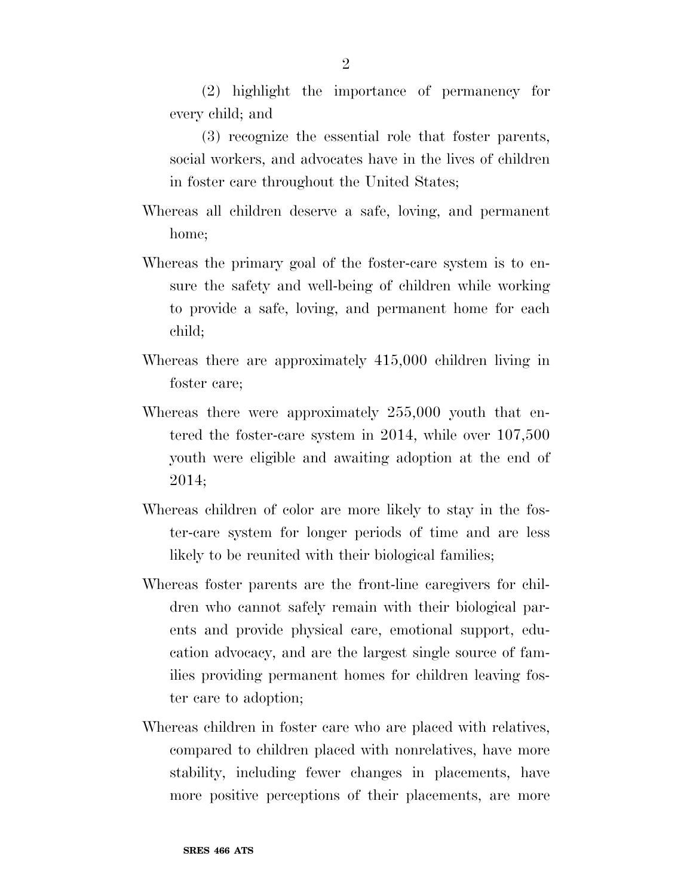(2) highlight the importance of permanency for every child; and

(3) recognize the essential role that foster parents, social workers, and advocates have in the lives of children in foster care throughout the United States;

Whereas all children deserve a safe, loving, and permanent home;

Whereas the primary goal of the foster-care system is to ensure the safety and well-being of children while working to provide a safe, loving, and permanent home for each child;

Whereas there are approximately 415,000 children living in foster care;

Whereas there were approximately 255,000 youth that entered the foster-care system in 2014, while over 107,500 youth were eligible and awaiting adoption at the end of 2014;

Whereas children of color are more likely to stay in the foster-care system for longer periods of time and are less likely to be reunited with their biological families;

Whereas foster parents are the front-line caregivers for children who cannot safely remain with their biological parents and provide physical care, emotional support, education advocacy, and are the largest single source of families providing permanent homes for children leaving foster care to adoption;

Whereas children in foster care who are placed with relatives, compared to children placed with nonrelatives, have more stability, including fewer changes in placements, have more positive perceptions of their placements, are more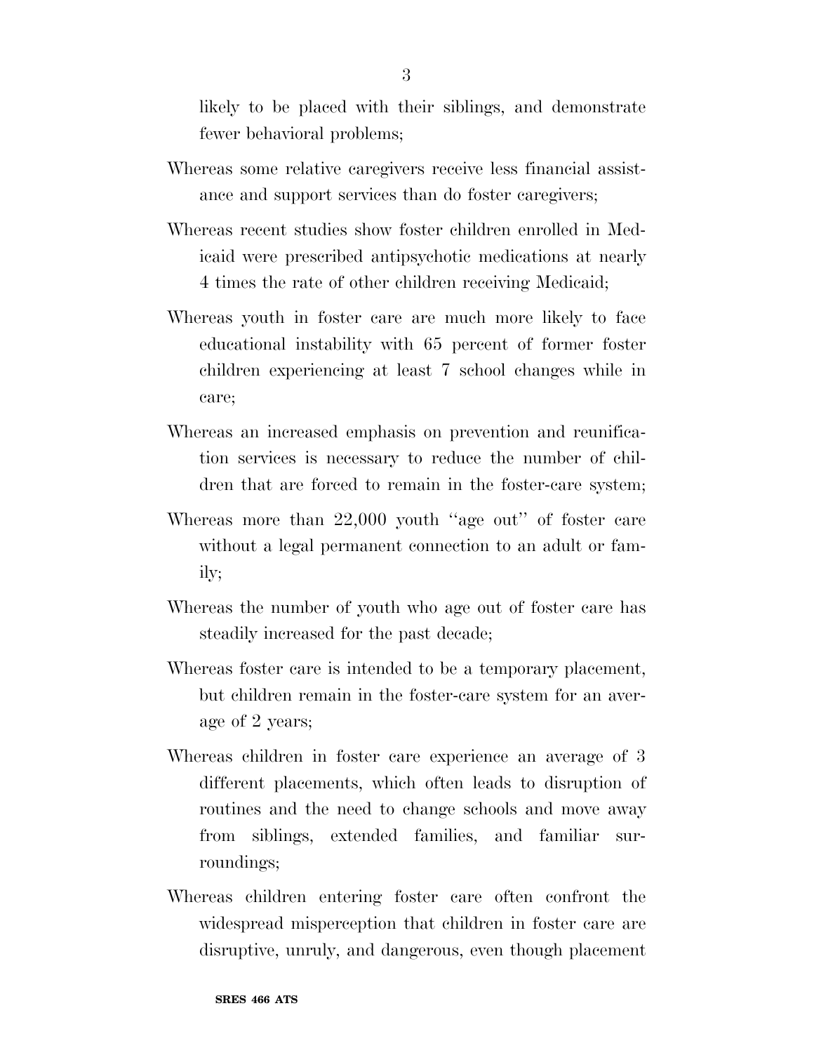likely to be placed with their siblings, and demonstrate fewer behavioral problems;

Whereas some relative caregivers receive less financial assistance and support services than do foster caregivers;

Whereas recent studies show foster children enrolled in Medicaid were prescribed antipsychotic medications at nearly 4 times the rate of other children receiving Medicaid;

Whereas youth in foster care are much more likely to face educational instability with 65 percent of former foster children experiencing at least 7 school changes while in care;

Whereas an increased emphasis on prevention and reunification services is necessary to reduce the number of children that are forced to remain in the foster-care system;

Whereas more than 22,000 youth ''age out'' of foster care without a legal permanent connection to an adult or family;

Whereas the number of youth who age out of foster care has steadily increased for the past decade;

Whereas foster care is intended to be a temporary placement, but children remain in the foster-care system for an average of 2 years;

Whereas children in foster care experience an average of 3 different placements, which often leads to disruption of routines and the need to change schools and move away from siblings, extended families, and familiar surroundings;

Whereas children entering foster care often confront the widespread misperception that children in foster care are disruptive, unruly, and dangerous, even though placement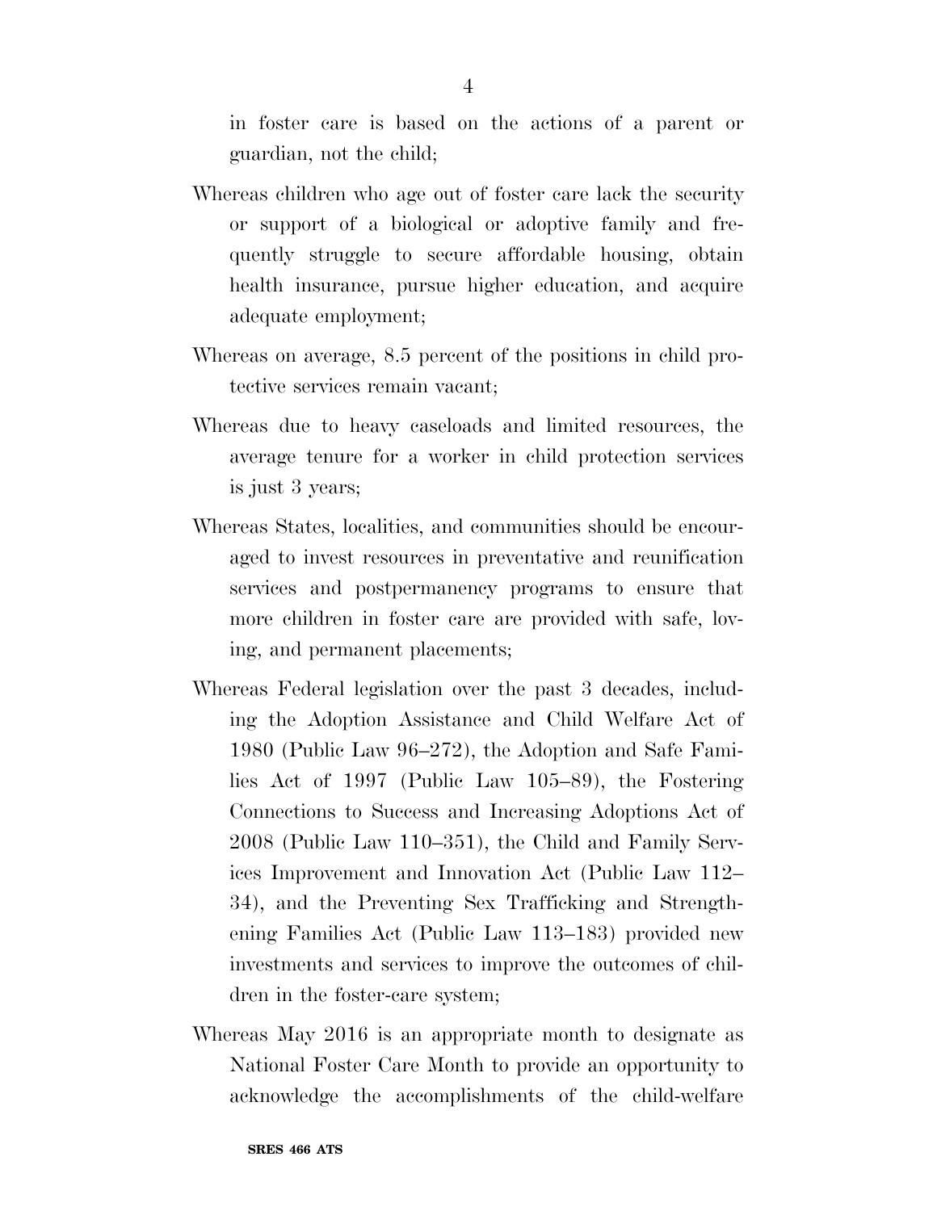in foster care is based on the actions of a parent or guardian, not the child;

Whereas children who age out of foster care lack the security or support of a biological or adoptive family and frequently struggle to secure affordable housing, obtain health insurance, pursue higher education, and acquire adequate employment;

Whereas on average, 8.5 percent of the positions in child protective services remain vacant;

Whereas due to heavy caseloads and limited resources, the average tenure for a worker in child protection services is just 3 years;

Whereas States, localities, and communities should be encouraged to invest resources in preventative and reunification services and postpermanency programs to ensure that more children in foster care are provided with safe, loving, and permanent placements;

Whereas Federal legislation over the past 3 decades, including the Adoption Assistance and Child Welfare Act of 1980 (Public Law 96–272), the Adoption and Safe Families Act of 1997 (Public Law 105–89), the Fostering Connections to Success and Increasing Adoptions Act of 2008 (Public Law 110–351), the Child and Family Services Improvement and Innovation Act (Public Law 112–34), and the Preventing Sex Trafficking and Strengthening Families Act (Public Law 113–183) provided new investments and services to improve the outcomes of children in the foster-care system;

Whereas May 2016 is an appropriate month to designate as National Foster Care Month to provide an opportunity to acknowledge the accomplishments of the child-welfare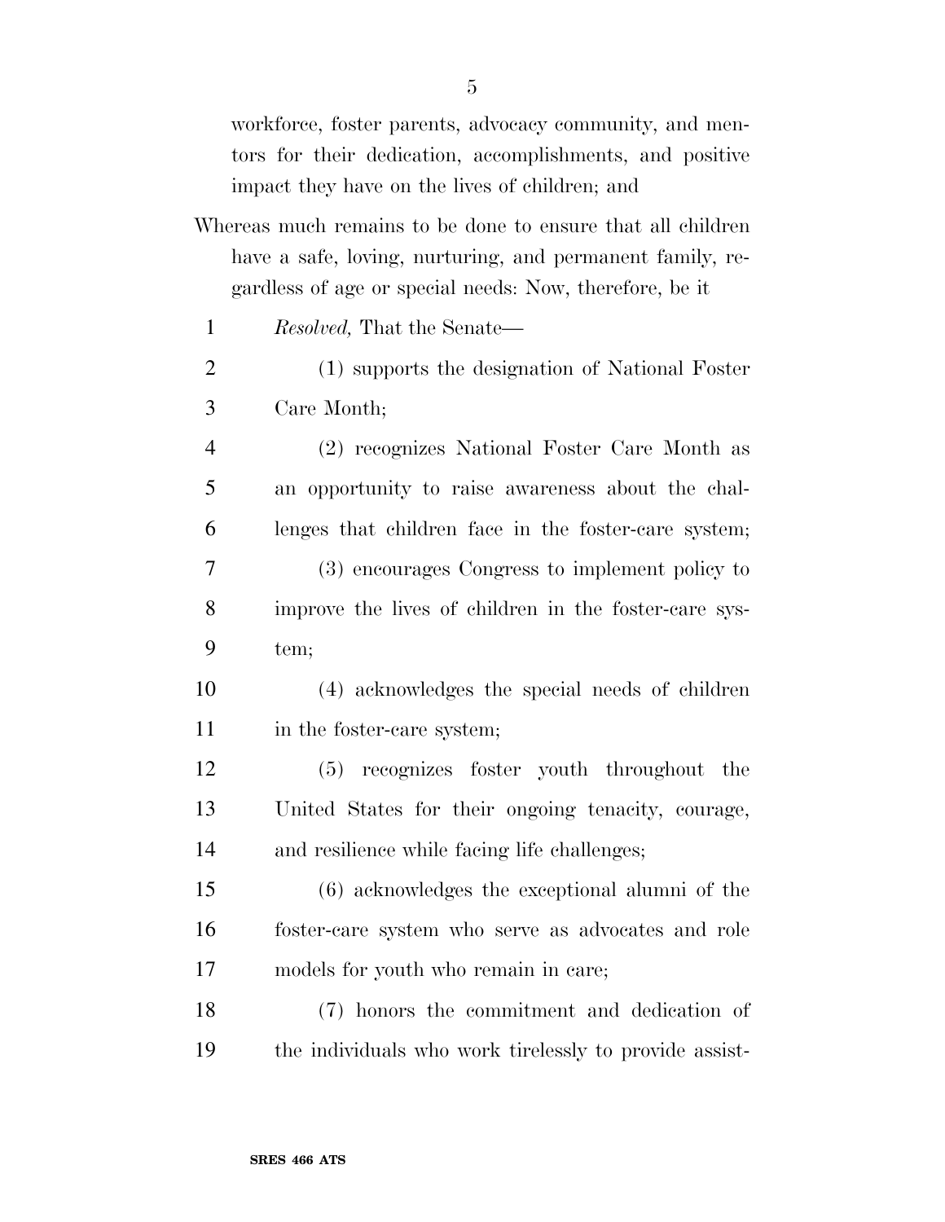workforce, foster parents, advocacy community, and mentors for their dedication, accomplishments, and positive impact they have on the lives of children; and

Whereas much remains to be done to ensure that all children have a safe, loving, nurturing, and permanent family, regardless of age or special needs: Now, therefore, be it

*Resolved,* That the Senate—

(1) supports the designation of National Foster Care Month;

(2) recognizes National Foster Care Month as an opportunity to raise awareness about the challenges that children face in the foster-care system;

(3) encourages Congress to implement policy to improve the lives of children in the foster-care system;

(4) acknowledges the special needs of children in the foster-care system;

(5) recognizes foster youth throughout the United States for their ongoing tenacity, courage, and resilience while facing life challenges;

(6) acknowledges the exceptional alumni of the foster-care system who serve as advocates and role models for youth who remain in care;

(7) honors the commitment and dedication of the individuals who work tirelessly to provide assist-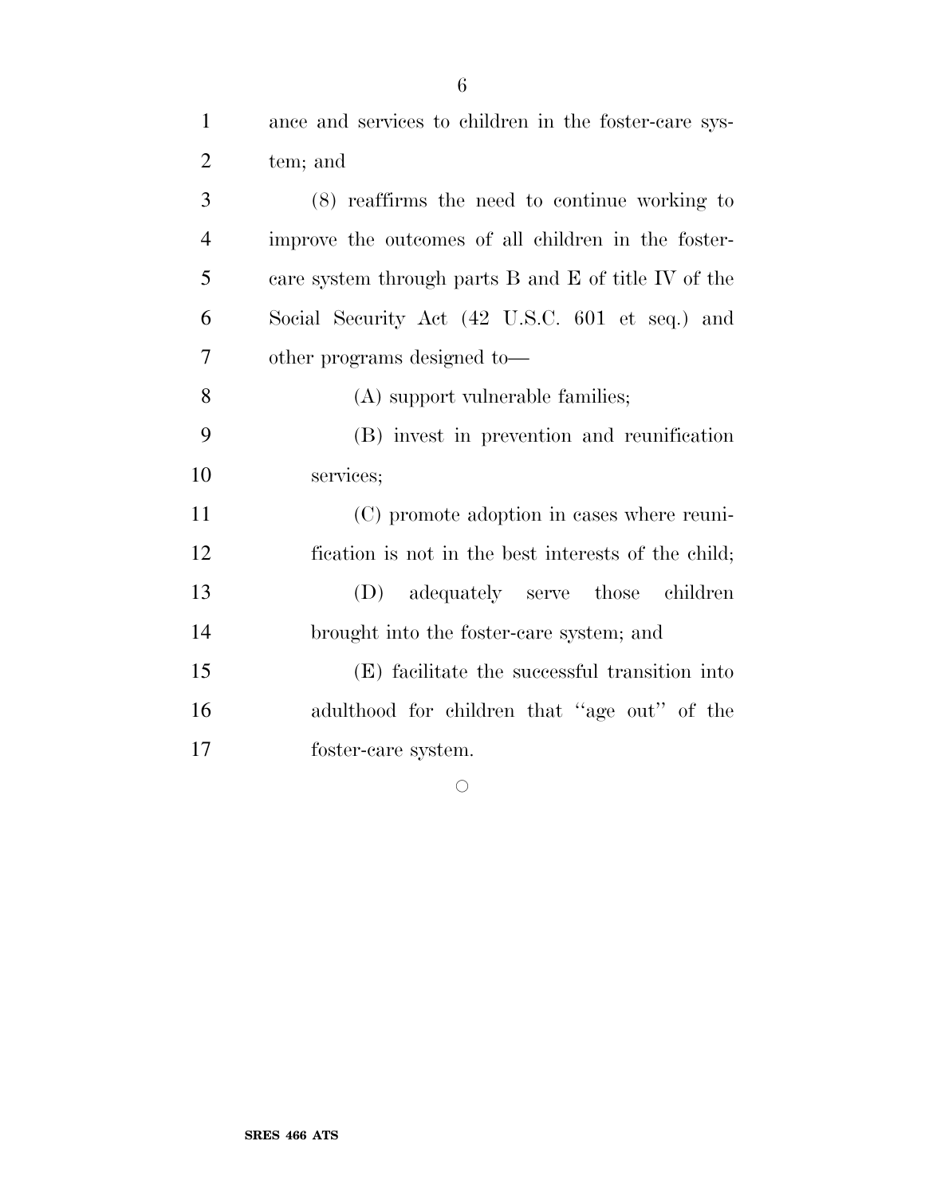ance and services to children in the foster-care system; and

(8) reaffirms the need to continue working to improve the outcomes of all children in the foster-care system through parts B and E of title IV of the Social Security Act (42 U.S.C. 601 et seq.) and other programs designed to—

(A) support vulnerable families;

(B) invest in prevention and reunification services;

(C) promote adoption in cases where reunification is not in the best interests of the child;

(D) adequately serve those children brought into the foster-care system; and

(E) facilitate the successful transition into adulthood for children that ''age out'' of the foster-care system.

○